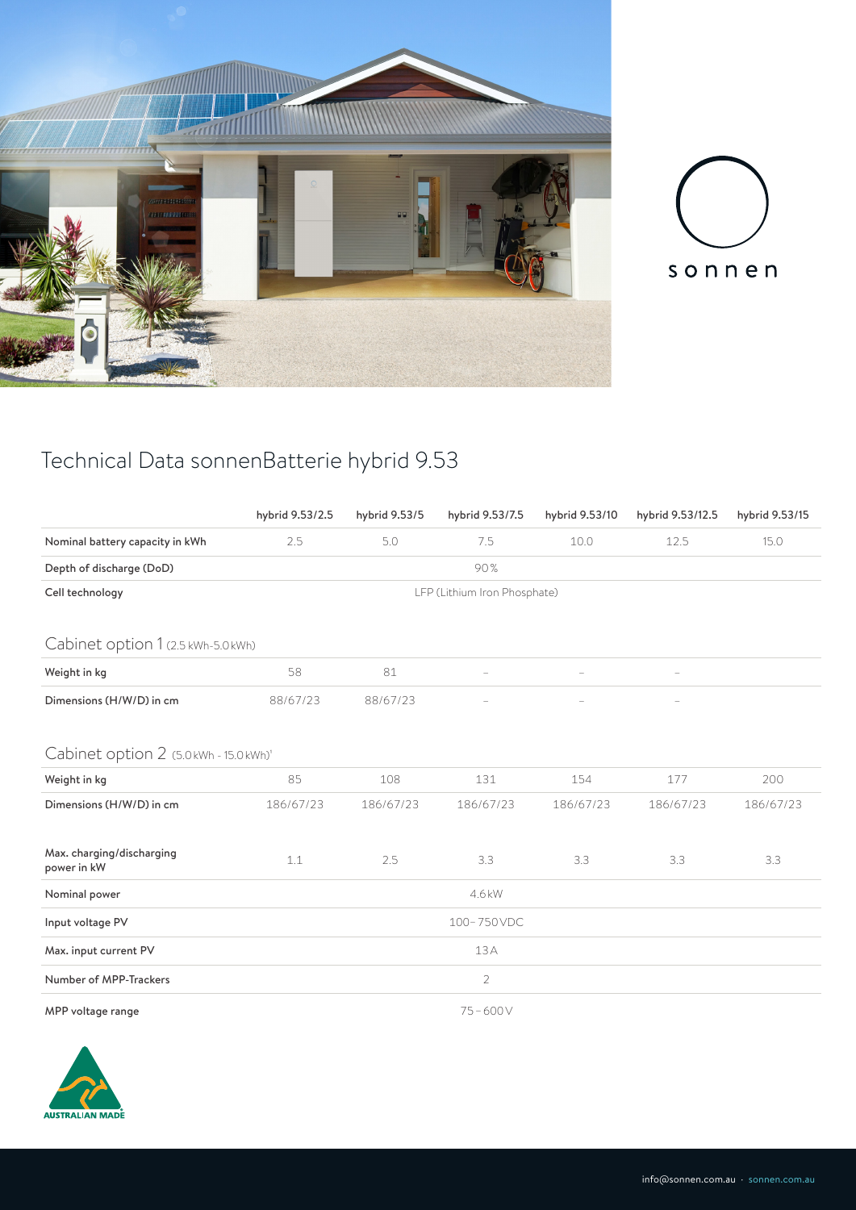sonnen

# Technical Data sonnenBatterie hybrid 9.53

| | hybrid 9.53/2.5 | hybrid 9.53/5 | hybrid 9.53/7.5 | hybrid 9.53/10 | hybrid 9.53/12.5 | hybrid 9.53/15 |
|---|---|---|---|---|---|---|
| Nominal battery capacity in kWh | 2.5 | 5.0 | 7.5 | 10.0 | 12.5 | 15.0 |
| Depth of discharge (DoD) | 90 % | | | | | |
| Cell technology | LFP (Lithium Iron Phosphate) | | | | | |
| **Cabinet option 1** (2.5 kWh-5.0 kWh) | | | | | | |
| Weight in kg | 58 | 81 | – | – | – | |
| Dimensions (H/W/D) in cm | 88/67/23 | 88/67/23 | – | – | – | |
| **Cabinet option 2** (5.0 kWh - 15.0 kWh)[1] | | | | | | |
| Weight in kg | 85 | 108 | 131 | 154 | 177 | 200 |
| Dimensions (H/W/D) in cm | 186/67/23 | 186/67/23 | 186/67/23 | 186/67/23 | 186/67/23 | 186/67/23 |
| Max. charging/discharging power in kW | 1.1 | 2.5 | 3.3 | 3.3 | 3.3 | 3.3 |
| Nominal power | 4.6 kW | | | | | |
| Input voltage PV | 100 – 750 VDC | | | | | |
| Max. input current PV | 13 A | | | | | |
| Number of MPP-Trackers | 2 | | | | | |
| MPP voltage range | 75 – 600 V | | | | | |

AUSTRALIAN MADE

info@sonnen.com.au · sonnen.com.au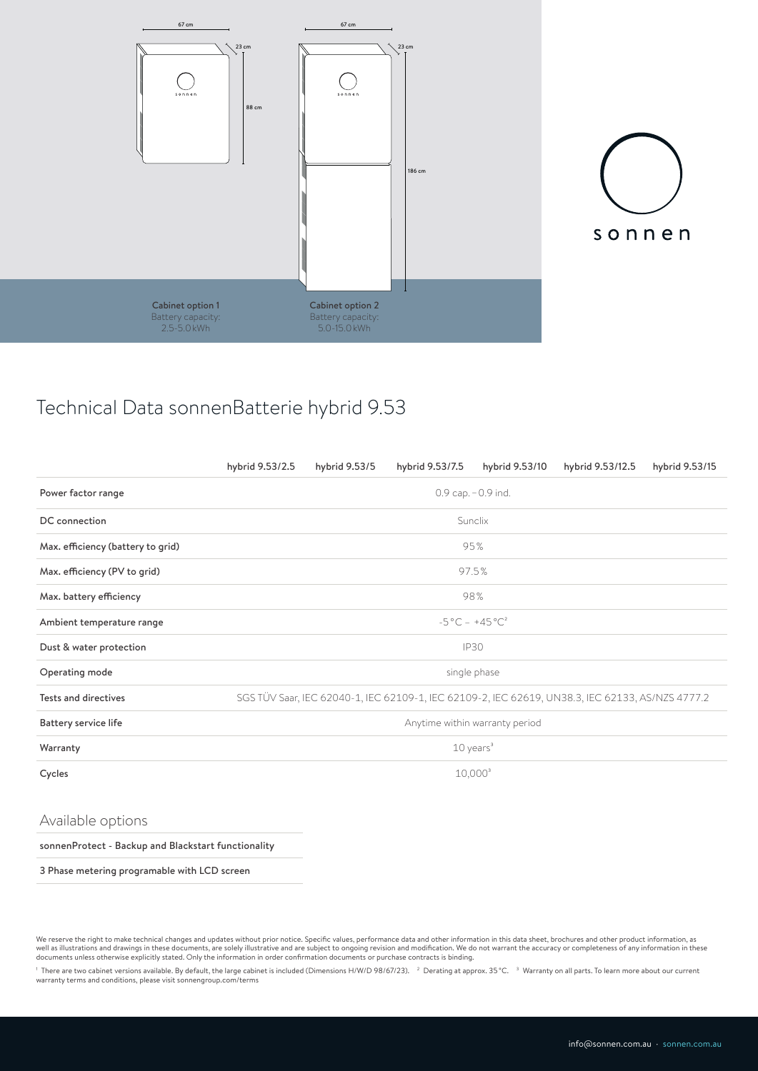67 cm

23 cm

88 cm

67 cm

23 cm

186 cm

Cabinet option 1
Battery capacity:
2.5-5.0 kWh

Cabinet option 2
Battery capacity:
5.0-15.0 kWh

sonnen

# Technical Data sonnenBatterie hybrid 9.53

| | hybrid 9.53/2.5 | hybrid 9.53/5 | hybrid 9.53/7.5 | hybrid 9.53/10 | hybrid 9.53/12.5 | hybrid 9.53/15 |
|---|---|---|---|---|---|---|
| Power factor range | 0.9 cap. – 0.9 ind. | | | | | |
| DC connection | Sunclix | | | | | |
| Max. efficiency (battery to grid) | 95% | | | | | |
| Max. efficiency (PV to grid) | 97.5% | | | | | |
| Max. battery efficiency | 98% | | | | | |
| Ambient temperature range | -5 °C – +45 °C[2] | | | | | |
| Dust & water protection | IP30 | | | | | |
| Operating mode | single phase | | | | | |
| Tests and directives | SGS TÜV Saar, IEC 62040-1, IEC 62109-1, IEC 62109-2, IEC 62619, UN38.3, IEC 62133, AS/NZS 4777.2 | | | | | |
| Battery service life | Anytime within warranty period | | | | | |
| Warranty | 10 years[3] | | | | | |
| Cycles | 10,000[3] | | | | | |

## Available options

| |
|---|
| sonnenProtect - Backup and Blackstart functionality |
| 3 Phase metering programable with LCD screen |

We reserve the right to make technical changes and updates without prior notice. Specific values, performance data and other information in this data sheet, brochures and other product information, as well as illustrations and drawings in these documents, are solely illustrative and are subject to ongoing revision and modification. We do not warrant the accuracy or completeness of any information in these documents unless otherwise explicitly stated. Only the information in order confirmation documents or purchase contracts is binding.

[1] There are two cabinet versions available. By default, the large cabinet is included (Dimensions H/W/D 98/67/23). [2] Derating at approx. 35 °C. [3] Warranty on all parts. To learn more about our current warranty terms and conditions, please visit sonnengroup.com/terms

info@sonnen.com.au · sonnen.com.au